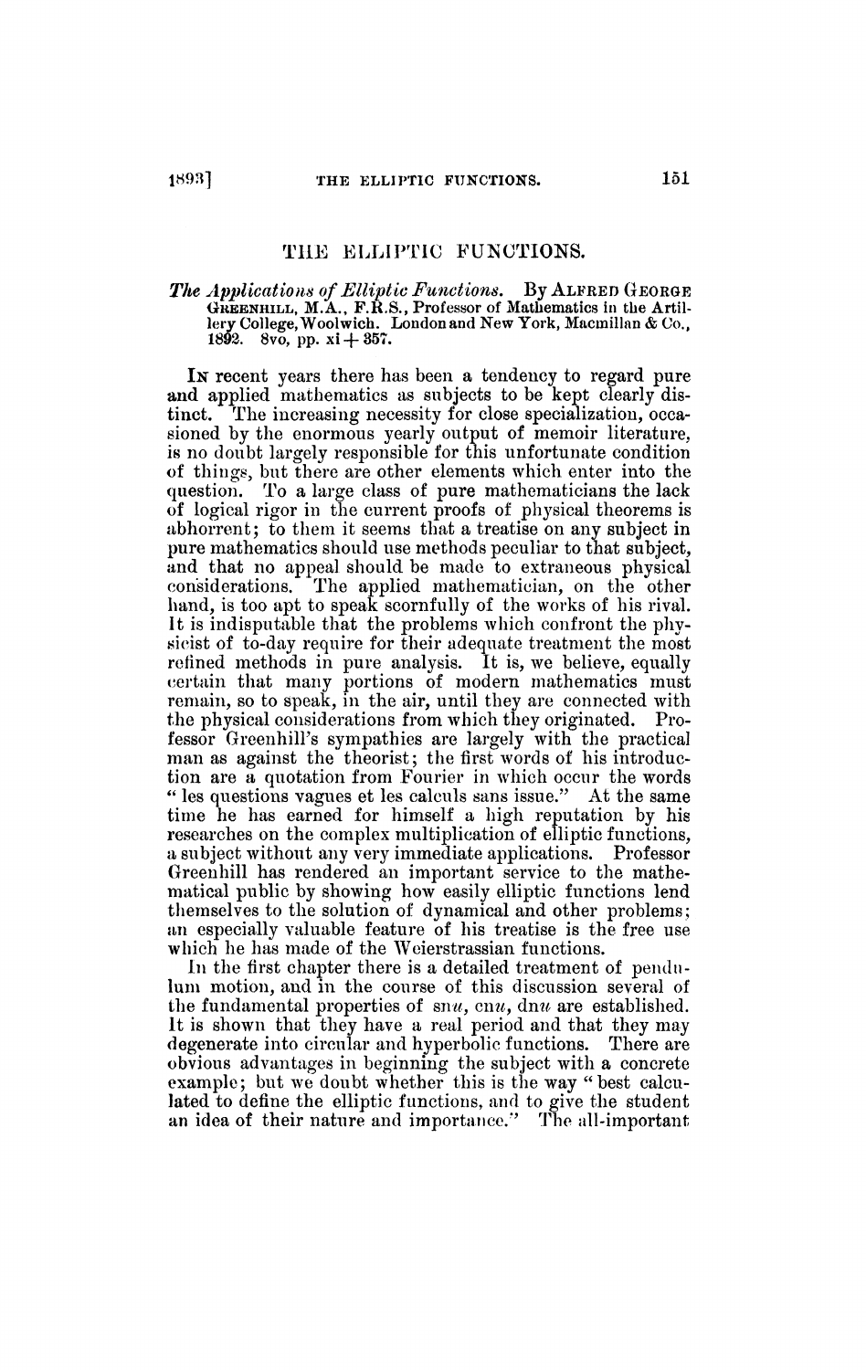# THE ELLIPTIC FUNCTIONS.

*The Applications of Elliptic Functions.* By ALFRED GEORGE GREENHILL, M.A., F.R.S., Professor of Mathematics in the Artillery College, Woolwich. London and New York, Macmillan & Co., 1892. 8vo, pp. xi + 357.

IN recent years there has been a tendency to regard pure and applied mathematics as subjects to be kept clearly distinct. The increasing necessity for close specialization, occasioned by the enormous yearly output of memoir literature, is no doubt largely responsible for this unfortunate condition of things, but there are other elements which enter into the question. To a large class of pure mathematicians the lack of logical rigor in the current proofs of physical theorems is abhorrent; to them it seems that a treatise on any subject in pure mathematics should use methods peculiar to that subject, and that no appeal should be made to extraneous physical considerations. The applied mathematician, on the other hand, is too apt to speak scornfully of the works of his rival. It is indisputable that the problems which confront the physicist of to-day require for their adequate treatment the most refined methods in pure analysis. It is, we believe, equally certain that many portions of modern mathematics must remain, so to speak, in the air, until they are connected with the physical considerations from which they originated. Professor Greenhill's sympathies are largely with the practical man as against the theorist; the first words of his introduction are a quotation from Fourier in which occur the words "les questions vagues et les calculs sans issue." At the same time he has earned for himself a high reputation by his researches on the complex multiplication of elliptic functions, a subject without any very immediate applications. Professor Greenhill has rendered an important service to the mathematical public by showing how easily elliptic functions lend themselves to the solution of dynamical and other problems; an especially valuable feature of his treatise is the free use which he has made of the Weierstrassian functions.

In the first chapter there is a detailed treatment of pendulum motion, and in the course of this discussion several of the fundamental properties of sn$u$, cn$u$, dn$u$ are established. It is shown that they have a real period and that they may degenerate into circular and hyperbolic functions. There are obvious advantages in beginning the subject with a concrete example; but we doubt whether this is the way "best calculated to define the elliptic functions, and to give the student an idea of their nature and importance." The all-important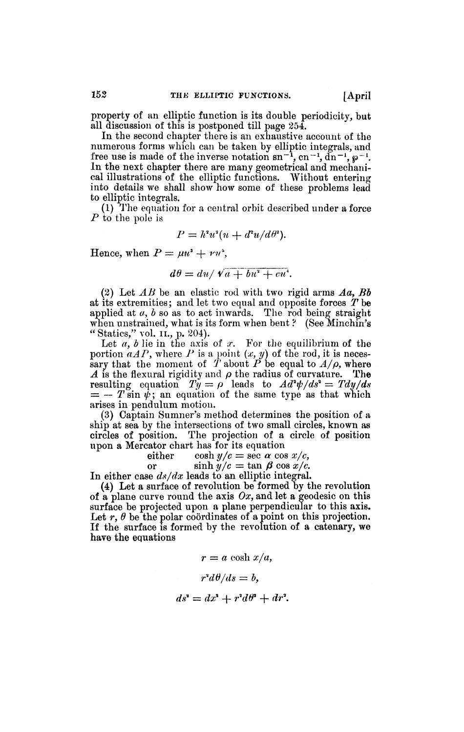property of an elliptic function is its double periodicity, but all discussion of this is postponed till page 254.

In the second chapter there is an exhaustive account of the numerous forms which can be taken by elliptic integrals, and free use is made of the inverse notation $\mathrm{sn}^{-1}$, $\mathrm{cn}^{-1}$, $\mathrm{dn}^{-1}$, $\wp^{-1}$. In the next chapter there are many geometrical and mechanical illustrations of the elliptic functions. Without entering into details we shall show how some of these problems lead to elliptic integrals.

(1) The equation for a central orbit described under a force $P$ to the pole is

$$P = h^2u^2(u + d^2u/d\theta^2).$$

Hence, when $P = \mu u^3 + \nu u^5$,

$$d\theta = du/\sqrt{a + bu^2 + cu^4}.$$

(2) Let $AB$ be an elastic rod with two rigid arms $Aa$, $Bb$ at its extremities; and let two equal and opposite forces $T$ be applied at $a$, $b$ so as to act inwards. The rod being straight when unstrained, what is its form when bent? (See Minchin's "Statics," vol. II., p. 204).

Let $a$, $b$ lie in the axis of $x$. For the equilibrium of the portion $aAP$, where $P$ is a point $(x, y)$ of the rod, it is necessary that the moment of $T$ about $P$ be equal to $A/\rho$, where $A$ is the flexural rigidity and $\rho$ the radius of curvature. The resulting equation $Ty = \rho$ leads to $Ad^2\psi/ds^2 = Tdy/ds = -T\sin\psi$; an equation of the same type as that which arises in pendulum motion.

(3) Captain Sumner's method determines the position of a ship at sea by the intersections of two small circles, known as circles of position. The projection of a circle of position upon a Mercator chart has for its equation

either $\quad \cosh y/c = \sec\alpha \cos x/c$,

or $\quad \sinh y/c = \tan\beta \cos x/c$.

In either case $ds/dx$ leads to an elliptic integral.

(4) Let a surface of revolution be formed by the revolution of a plane curve round the axis $Ox$, and let a geodesic on this surface be projected upon a plane perpendicular to this axis. Let $r$, $\theta$ be the polar coördinates of a point on this projection. If the surface is formed by the revolution of a catenary, we have the equations

$$r = a\cosh x/a,$$

$$r^2 d\theta/ds = b,$$

$$ds^2 = dx^2 + r^2d\theta^2 + dr^2.$$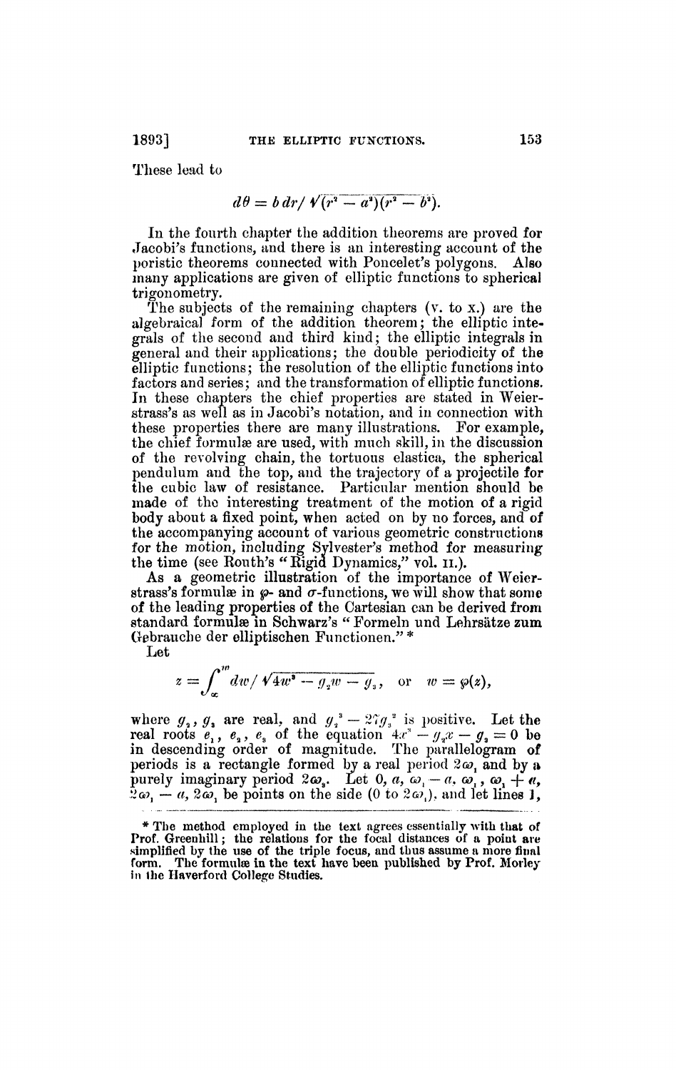These lead to

$$d\theta = b\,dr/\sqrt{(r^2 - a^2)(r^2 - b^2)}.$$

In the fourth chapter the addition theorems are proved for Jacobi's functions, and there is an interesting account of the poristic theorems connected with Poncelet's polygons. Also many applications are given of elliptic functions to spherical trigonometry.

The subjects of the remaining chapters (v. to x.) are the algebraical form of the addition theorem; the elliptic integrals of the second and third kind; the elliptic integrals in general and their applications; the double periodicity of the elliptic functions; the resolution of the elliptic functions into factors and series; and the transformation of elliptic functions. In these chapters the chief properties are stated in Weierstrass's as well as in Jacobi's notation, and in connection with these properties there are many illustrations. For example, the chief formulæ are used, with much skill, in the discussion of the revolving chain, the tortuous elastica, the spherical pendulum and the top, and the trajectory of a projectile for the cubic law of resistance. Particular mention should be made of the interesting treatment of the motion of a rigid body about a fixed point, when acted on by no forces, and of the accompanying account of various geometric constructions for the motion, including Sylvester's method for measuring the time (see Routh's "Rigid Dynamics," vol. ii.).

As a geometric illustration of the importance of Weierstrass's formulæ in $\wp$- and $\sigma$-functions, we will show that some of the leading properties of the Cartesian can be derived from standard formulæ in Schwarz's "Formeln und Lehrsätze zum Gebrauche der elliptischen Functionen." *

Let

$$z = \int_{\infty}^{w} dw/\sqrt{4w^3 - g_2 w - g_3}, \quad \text{or} \quad w = \wp(z),$$

where $g_2$, $g_3$ are real, and $g_2^3 - 27g_3^2$ is positive. Let the real roots $e_1$, $e_2$, $e_3$ of the equation $4x^3 - g_2 x - g_3 = 0$ be in descending order of magnitude. The parallelogram of periods is a rectangle formed by a real period $2\omega_1$ and by a purely imaginary period $2\omega_3$. Let $0$, $a$, $\omega_1 - a$, $\omega_1$, $\omega_1 + a$, $2\omega_1 - a$, $2\omega_1$ be points on the side ($0$ to $2\omega_1$), and let lines 1,

---

\* The method employed in the text agrees essentially with that of Prof. Greenhill; the relations for the focal distances of a point are simplified by the use of the triple focus, and thus assume a more final form. The formulæ in the text have been published by Prof. Morley in the Haverford College Studies.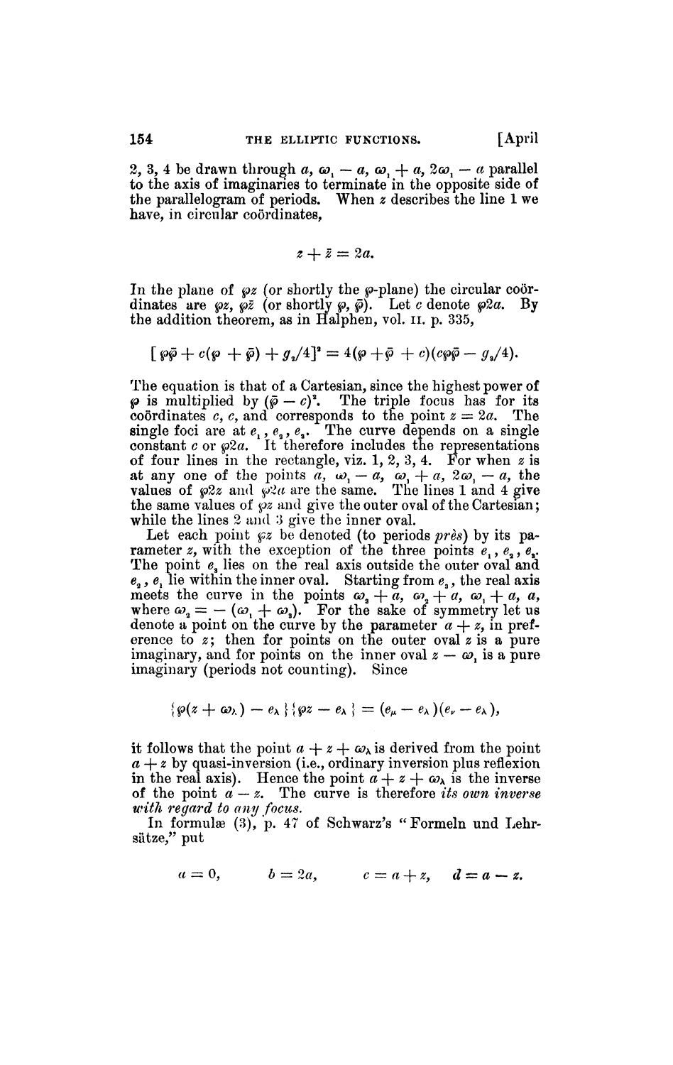2, 3, 4 be drawn through $a$, $\omega_1 - a$, $\omega_1 + a$, $2\omega_1 - a$ parallel to the axis of imaginaries to terminate in the opposite side of the parallelogram of periods. When $z$ describes the line 1 we have, in circular coördinates,

$$z + \bar{z} = 2a.$$

In the plane of $\wp z$ (or shortly the $\wp$-plane) the circular coördinates are $\wp z$, $\wp \bar{z}$ (or shortly $\wp$, $\bar{\wp}$). Let $c$ denote $\wp 2a$. By the addition theorem, as in Halphen, vol. II. p. 335,

$$[\wp\bar{\wp} + c(\wp + \bar{\wp}) + g_2/4]^2 = 4(\wp + \bar{\wp} + c)(c\wp\bar{\wp} - g_3/4).$$

The equation is that of a Cartesian, since the highest power of $\wp$ is multiplied by $(\bar{\wp} - c)^2$. The triple focus has for its coördinates $c$, $c$, and corresponds to the point $z = 2a$. The single foci are at $e_1$, $e_2$, $e_3$. The curve depends on a single constant $c$ or $\wp 2a$. It therefore includes the representations of four lines in the rectangle, viz. 1, 2, 3, 4. For when $z$ is at any one of the points $a$, $\omega_1 - a$, $\omega_1 + a$, $2\omega_1 - a$, the values of $\wp 2z$ and $\wp 2a$ are the same. The lines 1 and 4 give the same values of $\wp z$ and give the outer oval of the Cartesian; while the lines 2 and 3 give the inner oval.

Let each point $\wp z$ be denoted (to periods *près*) by its parameter $z$, with the exception of the three points $e_1$, $e_2$, $e_3$. The point $e_3$ lies on the real axis outside the outer oval and $e_2$, $e_1$ lie within the inner oval. Starting from $e_3$, the real axis meets the curve in the points $\omega_3 + a$, $\omega_2 + a$, $\omega_1 + a$, $a$, where $\omega_2 = -(\omega_1 + \omega_3)$. For the sake of symmetry let us denote a point on the curve by the parameter $a + z$, in preference to $z$; then for points on the outer oval $z$ is a pure imaginary, and for points on the inner oval $z - \omega_1$ is a pure imaginary (periods not counting). Since

$$\{\wp(z + \omega_\lambda) - e_\lambda\}\{\wp z - e_\lambda\} = (e_\mu - e_\lambda)(e_\nu - e_\lambda),$$

it follows that the point $a + z + \omega_\lambda$ is derived from the point $a + z$ by quasi-inversion (i.e., ordinary inversion plus reflexion in the real axis). Hence the point $a + z + \omega_\lambda$ is the inverse of the point $a - z$. The curve is therefore *its own inverse with regard to any focus.*

In formulæ (3), p. 47 of Schwarz's "Formeln und Lehrsätze," put

$$a = 0, \qquad b = 2a, \qquad c = a + z, \qquad d = a - z.$$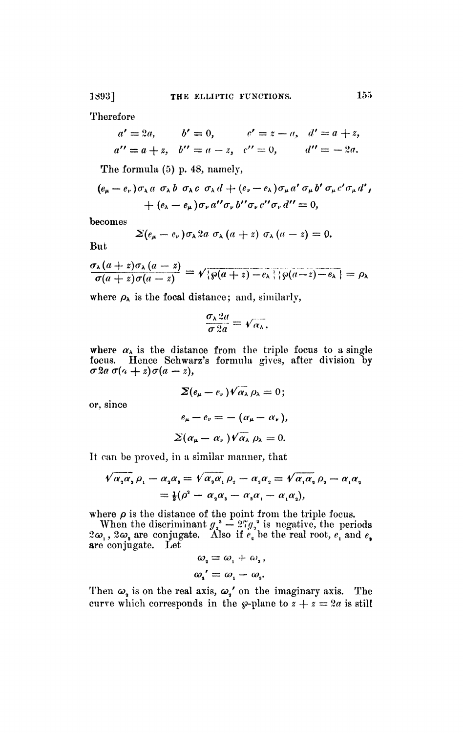Therefore

$$a' = 2a, \qquad b' = 0, \qquad c' = z - a, \quad d' = a + z,$$
$$a'' = a + z, \quad b'' = a - z, \quad c'' = 0, \qquad d'' = -2a.$$

The formula (5) p. 48, namely,

$$(e_\mu - e_\nu)\sigma_\lambda a \;\sigma_\lambda b \;\sigma_\lambda c \;\sigma_\lambda d + (e_\nu - e_\lambda)\sigma_\mu a' \,\sigma_\mu b' \,\sigma_\mu c' \sigma_\mu d',$$
$$+ (e_\lambda - e_\mu)\sigma_\nu a'' \sigma_\nu b'' \sigma_\nu c'' \sigma_\nu d'' = 0,$$

becomes

$$\Sigma(e_\mu - e_\nu)\sigma_\lambda 2a \;\sigma_\lambda (a + z)\; \sigma_\lambda (a - z) = 0.$$

But

$$\frac{\sigma_\lambda (a + z)\sigma_\lambda (a - z)}{\sigma(a + z)\sigma(a - z)} = \sqrt{\{\wp(a + z) - e_\lambda\}\{\wp(a - z) - e_\lambda\}} = \rho_\lambda$$

where $\rho_\lambda$ is the focal distance; and, similarly,

$$\frac{\sigma_\lambda 2a}{\sigma 2a} = \sqrt{\alpha_\lambda},$$

where $\alpha_\lambda$ is the distance from the triple focus to a single focus. Hence Schwarz's formula gives, after division by $\sigma 2a \,\sigma(a + z)\sigma(a - z)$,

$$\Sigma(e_\mu - e_\nu)\sqrt{\alpha_\lambda}\,\rho_\lambda = 0;$$

or, since

$$e_\mu - e_\nu = -(\alpha_\mu - \alpha_\nu),$$

$$\Sigma(\alpha_\mu - \alpha_\nu)\sqrt{\alpha_\lambda}\,\rho_\lambda = 0.$$

It can be proved, in a similar manner, that

$$\sqrt{\alpha_2\alpha_3}\,\rho_1 - \alpha_2\alpha_3 = \sqrt{\alpha_3\alpha_1}\,\rho_2 - \alpha_3\alpha_2 = \sqrt{\alpha_1\alpha_2}\,\rho_3 - \alpha_1\alpha_2$$
$$= \tfrac{1}{2}(\rho^2 - \alpha_2\alpha_3 - \alpha_3\alpha_1 - \alpha_1\alpha_2),$$

where $\rho$ is the distance of the point from the triple focus.

When the discriminant $g_2^3 - 27g_3^2$ is negative, the periods $2\omega_1$, $2\omega_3$ are conjugate. Also if $e_2$ be the real root, $e_1$ and $e_3$ are conjugate. Let

$$\omega_2 = \omega_1 + \omega_3,$$
$$\omega_2' = \omega_1 - \omega_3.$$

Then $\omega_2$ is on the real axis, $\omega_2'$ on the imaginary axis. The curve which corresponds in the $\wp$-plane to $z + z = 2a$ is still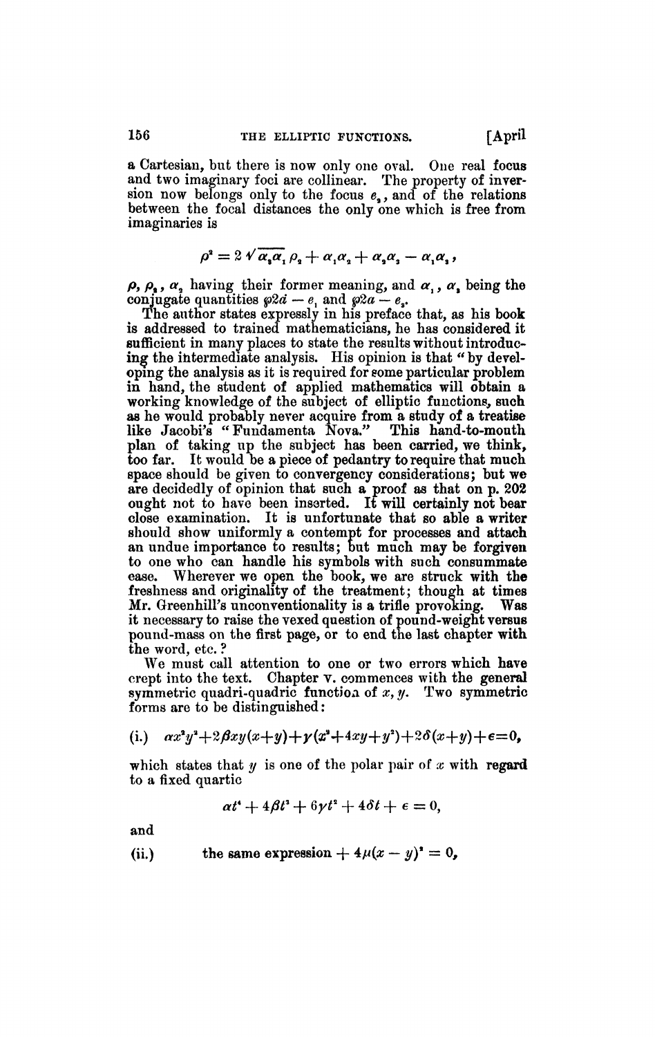a Cartesian, but there is now only one oval. One real focus and two imaginary foci are collinear. The property of inversion now belongs only to the focus $e_2$, and of the relations between the focal distances the only one which is free from imaginaries is

$$\rho^2 = 2\sqrt{\alpha_3\alpha_1}\,\rho_2 + \alpha_1\alpha_2 + \alpha_2\alpha_3 - \alpha_1\alpha_3,$$

$\rho$, $\rho_2$, $\alpha_2$ having their former meaning, and $\alpha_1$, $\alpha_3$ being the conjugate quantities $\wp 2\acute{a} - e_1$ and $\wp 2a - e_3$.

The author states expressly in his preface that, as his book is addressed to trained mathematicians, he has considered it sufficient in many places to state the results without introducing the intermediate analysis. His opinion is that "by developing the analysis as it is required for some particular problem in hand, the student of applied mathematics will obtain a working knowledge of the subject of elliptic functions, such as he would probably never acquire from a study of a treatise like Jacobi's "Fundamenta Nova." This hand-to-mouth plan of taking up the subject has been carried, we think, too far. It would be a piece of pedantry to require that much space should be given to convergency considerations; but we are decidedly of opinion that such a proof as that on p. 202 ought not to have been inserted. It will certainly not bear close examination. It is unfortunate that so able a writer should show uniformly a contempt for processes and attach an undue importance to results; but much may be forgiven to one who can handle his symbols with such consummate ease. Wherever we open the book, we are struck with the freshness and originality of the treatment; though at times Mr. Greenhill's unconventionality is a trifle provoking. Was it necessary to raise the vexed question of pound-weight versus pound-mass on the first page, or to end the last chapter with the word, etc.?

We must call attention to one or two errors which have crept into the text. Chapter v. commences with the general symmetric quadri-quadric function of $x$, $y$. Two symmetric forms are to be distinguished:

(i.) $\alpha x^2y^2+2\beta xy(x+y)+\gamma(x^2+4xy+y^2)+2\delta(x+y)+\epsilon=0,$

which states that $y$ is one of the polar pair of $x$ with regard to a fixed quartic

$$\alpha t^4 + 4\beta t^3 + 6\gamma t^2 + 4\delta t + \epsilon = 0,$$

and

(ii.) the same expression $+\ 4\mu(x-y)^2 = 0,$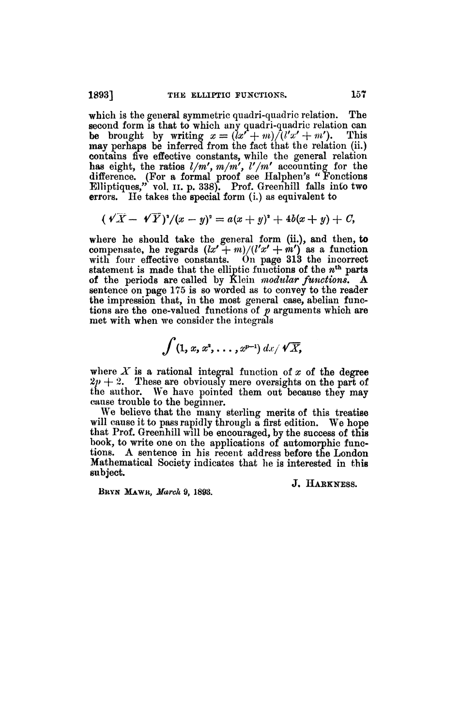which is the general symmetric quadri-quadric relation. The second form is that to which any quadri-quadric relation can be brought by writing $x = (lx' + m)/(l'x' + m')$. This may perhaps be inferred from the fact that the relation (ii.) contains five effective constants, while the general relation has eight, the ratios $l/m'$, $m/m'$, $l'/m'$ accounting for the difference. (For a formal proof see Halphen's "Fonctions Elliptiques," vol. II. p. 338). Prof. Greenhill falls into two errors. He takes the special form (i.) as equivalent to

$$(\sqrt{X} - \sqrt{Y})^2/(x - y)^2 = a(x + y)^2 + 4b(x + y) + C,$$

where he should take the general form (ii.), and then, to compensate, he regards $(lx' + m)/(l'x' + m')$ as a function with four effective constants. On page 313 the incorrect statement is made that the elliptic functions of the $n^{\text{th}}$ parts of the periods are called by Klein *modular functions*. A sentence on page 175 is so worded as to convey to the reader the impression that, in the most general case, abelian functions are the one-valued functions of $p$ arguments which are met with when we consider the integrals

$$\int (1, x, x^2, \ldots, x^{p-1})\, dx/\sqrt{X},$$

where $X$ is a rational integral function of $x$ of the degree $2p + 2$. These are obviously mere oversights on the part of the author. We have pointed them out because they may cause trouble to the beginner.

We believe that the many sterling merits of this treatise will cause it to pass rapidly through a first edition. We hope that Prof. Greenhill will be encouraged, by the success of this book, to write one on the applications of automorphic functions. A sentence in his recent address before the London Mathematical Society indicates that he is interested in this subject.

J. HARKNESS.

BRYN MAWR, *March* 9, 1893.